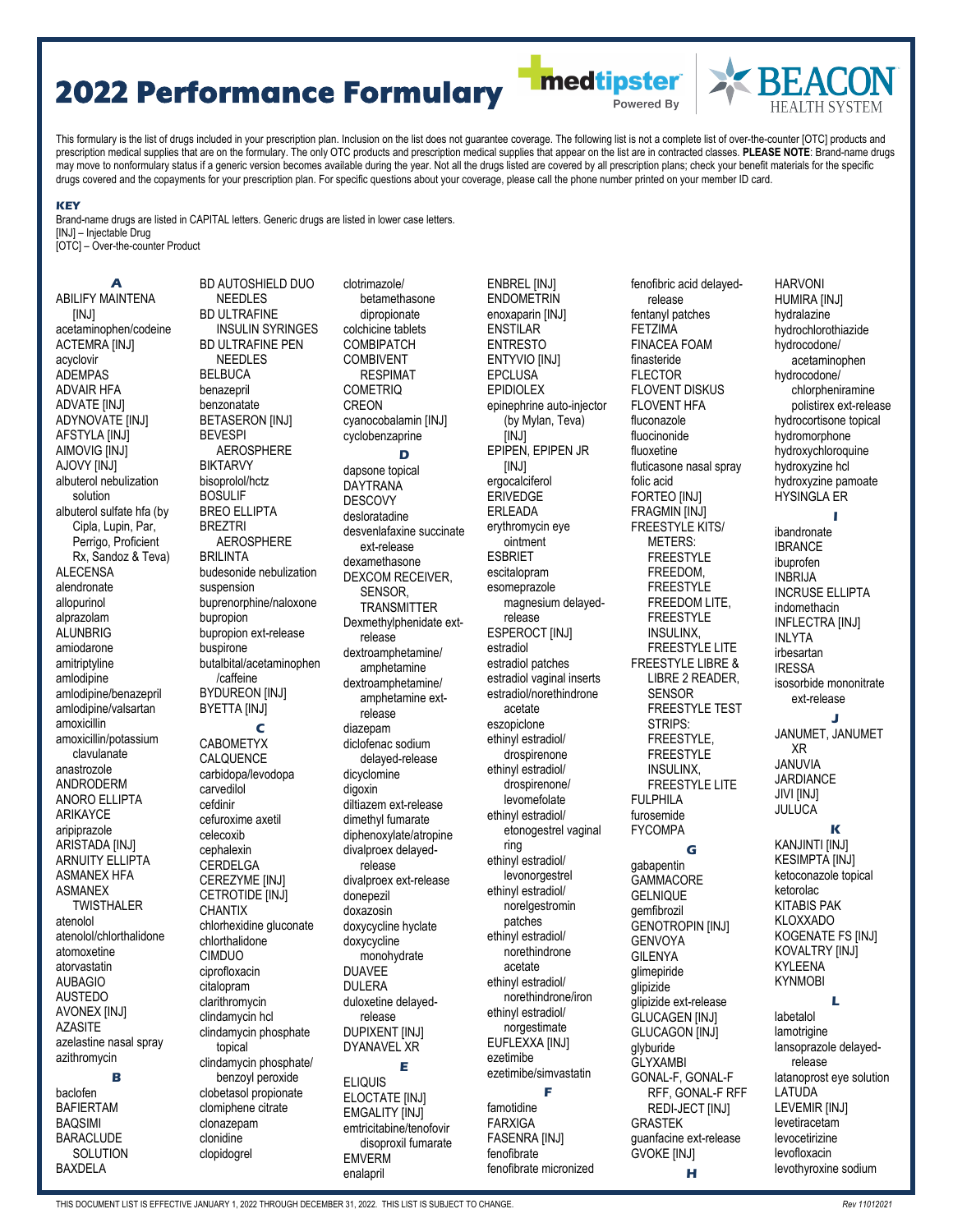# 2022 Performance Formulary

medtipster Powered By BEACON HEALTH SYSTEM

This formulary is the list of drugs included in your prescription plan. Inclusion on the list does not guarantee coverage. The following list is not a complete list of over-the-counter [OTC] products and prescription medical supplies that are on the formulary. The only OTC products and prescription medical supplies that appear on the list are in contracted classes. **PLEASE NOTE**: Brand-name drugs may move to nonformulary status if a generic version becomes available during the year. Not all the drugs listed are covered by all prescription plans; check your benefit materials for the specific drugs covered and the copayments for your prescription plan. For specific questions about your coverage, please call the phone number printed on your member ID card.

### KEY

Brand-name drugs are listed in CAPITAL letters. Generic drugs are listed in lower case letters.
[INJ] – Injectable Drug
[OTC] – Over-the-counter Product

### A

ABILIFY MAINTENA [INJ]
acetaminophen/codeine
ACTEMRA [INJ]
acyclovir
ADEMPAS
ADVAIR HFA
ADVATE [INJ]
ADYNOVATE [INJ]
AFSTYLA [INJ]
AIMOVIG [INJ]
AJOVY [INJ]
albuterol nebulization solution
albuterol sulfate hfa (by Cipla, Lupin, Par, Perrigo, Proficient Rx, Sandoz & Teva)
ALECENSA
alendronate
allopurinol
alprazolam
ALUNBRIG
amiodarone
amitriptyline
amlodipine
amlodipine/benazepril
amlodipine/valsartan
amoxicillin
amoxicillin/potassium clavulanate
anastrozole
ANDRODERM
ANORO ELLIPTA
ARIKAYCE
aripiprazole
ARISTADA [INJ]
ARNUITY ELLIPTA
ASMANEX HFA
ASMANEX TWISTHALER
atenolol
atenolol/chlorthalidone
atomoxetine
atorvastatin
AUBAGIO
AUSTEDO
AVONEX [INJ]
AZASITE
azelastine nasal spray
azithromycin

### B

baclofen
BAFIERTAM
BAQSIMI
BARACLUDE SOLUTION
BAXDELA
BD AUTOSHIELD DUO NEEDLES
BD ULTRAFINE INSULIN SYRINGES
BD ULTRAFINE PEN NEEDLES
BELBUCA
benazepril
benzonatate
BETASERON [INJ]
BEVESPI AEROSPHERE
BIKTARVY
bisoprolol/hctz
BOSULIF
BREO ELLIPTA
BREZTRI AEROSPHERE
BRILINTA
budesonide nebulization suspension
buprenorphine/naloxone
bupropion
bupropion ext-release
buspirone
butalbital/acetaminophen/caffeine
BYDUREON [INJ]
BYETTA [INJ]

### C

CABOMETYX
CALQUENCE
carbidopa/levodopa
carvedilol
cefdinir
cefuroxime axetil
celecoxib
cephalexin
CERDELGA
CEREZYME [INJ]
CETROTIDE [INJ]
CHANTIX
chlorhexidine gluconate
chlorthalidone
CIMDUO
ciprofloxacin
citalopram
clarithromycin
clindamycin hcl
clindamycin phosphate topical
clindamycin phosphate/benzoyl peroxide
clobetasol propionate
clomiphene citrate
clonazepam
clonidine
clopidogrel
clotrimazole/betamethasone dipropionate
colchicine tablets
COMBIPATCH
COMBIVENT RESPIMAT
COMETRIQ
CREON
cyanocobalamin [INJ]
cyclobenzaprine

### D

dapsone topical
DAYTRANA
DESCOVY
desloratadine
desvenlafaxine succinate ext-release
dexamethasone
DEXCOM RECEIVER, SENSOR, TRANSMITTER
Dexmethylphenidate ext-release
dextroamphetamine/amphetamine
dextroamphetamine/amphetamine ext-release
diazepam
diclofenac sodium delayed-release
dicyclomine
digoxin
diltiazem ext-release
dimethyl fumarate
diphenoxylate/atropine
divalproex delayed-release
divalproex ext-release
donepezil
doxazosin
doxycycline hyclate
doxycycline monohydrate
DUAVEE
DULERA
duloxetine delayed-release
DUPIXENT [INJ]
DYANAVEL XR

### E

ELIQUIS
ELOCTATE [INJ]
EMGALITY [INJ]
emtricitabine/tenofovir disoproxil fumarate
EMVERM
enalapril
ENBREL [INJ]
ENDOMETRIN
enoxaparin [INJ]
ENSTILAR
ENTRESTO
ENTYVIO [INJ]
EPCLUSA
EPIDIOLEX
epinephrine auto-injector (by Mylan, Teva) [INJ]
EPIPEN, EPIPEN JR [INJ]
ergocalciferol
ERIVEDGE
ERLEADA
erythromycin eye ointment
ESBRIET
escitalopram
esomeprazole magnesium delayed-release
ESPEROCT [INJ]
estradiol
estradiol patches
estradiol vaginal inserts
estradiol/norethindrone acetate
eszopiclone
ethinyl estradiol/drospirenone
ethinyl estradiol/drospirenone/levomefolate
ethinyl estradiol/etonogestrel vaginal ring
ethinyl estradiol/levonorgestrel
ethinyl estradiol/norelgestromin patches
ethinyl estradiol/norethindrone acetate
ethinyl estradiol/norethindrone/iron
ethinyl estradiol/norgestimate
EUFLEXXA [INJ]
ezetimibe
ezetimibe/simvastatin

### F

famotidine
FARXIGA
FASENRA [INJ]
fenofibrate
fenofibrate micronized
fenofibric acid delayed-release
fentanyl patches
FETZIMA
FINACEA FOAM
finasteride
FLECTOR
FLOVENT DISKUS
FLOVENT HFA
fluconazole
fluocinonide
fluoxetine
fluticasone nasal spray
folic acid
FORTEO [INJ]
FRAGMIN [INJ]
FREESTYLE KITS/METERS: FREESTYLE FREEDOM, FREESTYLE FREEDOM LITE, FREESTYLE INSULINX, FREESTYLE LITE
FREESTYLE LIBRE & LIBRE 2 READER, SENSOR
FREESTYLE TEST STRIPS: FREESTYLE, FREESTYLE INSULINX, FREESTYLE LITE
FULPHILA
furosemide
FYCOMPA

### G

gabapentin
GAMMACORE
GELNIQUE
gemfibrozil
GENOTROPIN [INJ]
GENVOYA
GILENYA
glimepiride
glipizide
glipizide ext-release
GLUCAGEN [INJ]
GLUCAGON [INJ]
glyburide
GLYXAMBI
GONAL-F, GONAL-F RFF, GONAL-F RFF REDI-JECT [INJ]
GRASTEK
guanfacine ext-release
GVOKE [INJ]

### H

HARVONI
HUMIRA [INJ]
hydralazine
hydrochlorothiazide
hydrocodone/acetaminophen
hydrocodone/chlorpheniramine polistirex ext-release
hydrocortisone topical
hydromorphone
hydroxychloroquine
hydroxyzine hcl
hydroxyzine pamoate
HYSINGLA ER

### I

ibandronate
IBRANCE
ibuprofen
INBRIJA
INCRUSE ELLIPTA
indomethacin
INFLECTRA [INJ]
INLYTA
irbesartan
IRESSA
isosorbide mononitrate ext-release

### J

JANUMET, JANUMET XR
JANUVIA
JARDIANCE
JIVI [INJ]
JULUCA

### K

KANJINTI [INJ]
KESIMPTA [INJ]
ketoconazole topical
ketorolac
KITABIS PAK
KLOXXADO
KOGENATE FS [INJ]
KOVALTRY [INJ]
KYLEENA
KYNMOBI

### L

labetalol
lamotrigine
lansoprazole delayed-release
latanoprost eye solution
LATUDA
LEVEMIR [INJ]
levetiracetam
levocetirizine
levofloxacin
levothyroxine sodium

THIS DOCUMENT LIST IS EFFECTIVE JANUARY 1, 2022 THROUGH DECEMBER 31, 2022. THIS LIST IS SUBJECT TO CHANGE.

Rev 11012021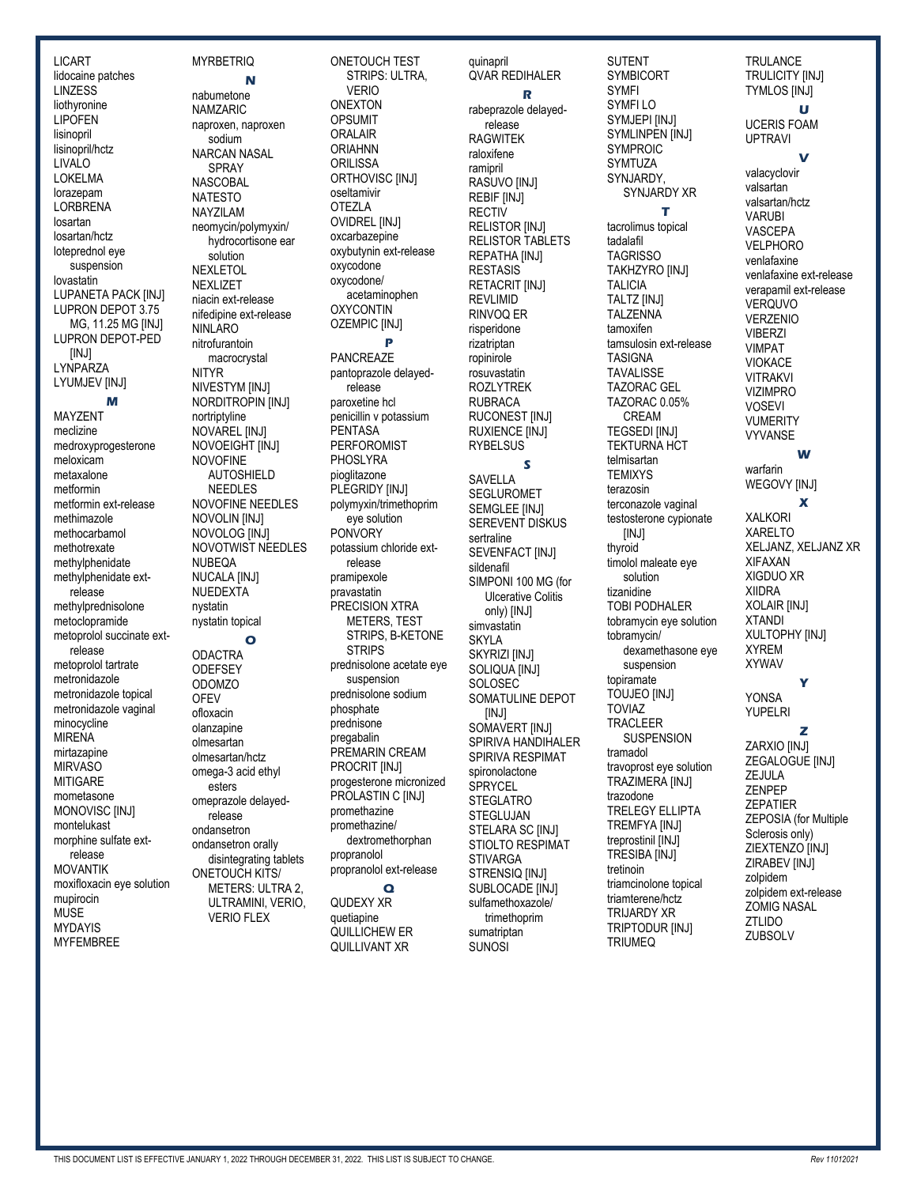LICART
lidocaine patches
LINZESS
liothyronine
LIPOFEN
lisinopril
lisinopril/hctz
LIVALO
LOKELMA
lorazepam
LORBRENA
losartan
losartan/hctz
loteprednol eye suspension
lovastatin
LUPANETA PACK [INJ]
LUPRON DEPOT 3.75 MG, 11.25 MG [INJ]
LUPRON DEPOT-PED [INJ]
LYNPARZA
LYUMJEV [INJ]

## M

MAYZENT
meclizine
medroxyprogesterone
meloxicam
metaxalone
metformin
metformin ext-release
methimazole
methocarbamol
methotrexate
methylphenidate
methylphenidate ext-release
methylprednisolone
metoclopramide
metoprolol succinate ext-release
metoprolol tartrate
metronidazole
metronidazole topical
metronidazole vaginal
minocycline
MIRENA
mirtazapine
MIRVASO
MITIGARE
mometasone
MONOVISC [INJ]
montelukast
morphine sulfate ext-release
MOVANTIK
moxifloxacin eye solution
mupirocin
MUSE
MYDAYIS
MYFEMBREE
MYRBETRIQ

## N

nabumetone
NAMZARIC
naproxen, naproxen sodium
NARCAN NASAL SPRAY
NASCOBAL
NATESTO
NAYZILAM
neomycin/polymyxin/hydrocortisone ear solution
NEXLETOL
NEXLIZET
niacin ext-release
nifedipine ext-release
NINLARO
nitrofurantoin macrocrystal
NITYR
NIVESTYM [INJ]
NORDITROPIN [INJ]
nortriptyline
NOVAREL [INJ]
NOVOEIGHT [INJ]
NOVOFINE AUTOSHIELD NEEDLES
NOVOFINE NEEDLES
NOVOLIN [INJ]
NOVOLOG [INJ]
NOVOTWIST NEEDLES
NUBEQA
NUCALA [INJ]
NUEDEXTA
nystatin
nystatin topical

## O

ODACTRA
ODEFSEY
ODOMZO
OFEV
ofloxacin
olanzapine
olmesartan
olmesartan/hctz
omega-3 acid ethyl esters
omeprazole delayed-release
ondansetron
ondansetron orally disintegrating tablets
ONETOUCH KITS/ METERS: ULTRA 2, ULTRAMINI, VERIO, VERIO FLEX
ONETOUCH TEST STRIPS: ULTRA, VERIO
ONEXTON
OPSUMIT
ORALAIR
ORIAHNN
ORILISSA
ORTHOVISC [INJ]
oseltamivir
OTEZLA
OVIDREL [INJ]
oxcarbazepine
oxybutynin ext-release
oxycodone
oxycodone/ acetaminophen
OXYCONTIN
OZEMPIC [INJ]

## P

PANCREAZE
pantoprazole delayed-release
paroxetine hcl
penicillin v potassium
PENTASA
PERFOROMIST
PHOSLYRA
pioglitazone
PLEGRIDY [INJ]
polymyxin/trimethoprim eye solution
PONVORY
potassium chloride ext-release
pramipexole
pravastatin
PRECISION XTRA METERS, TEST STRIPS, B-KETONE STRIPS
prednisolone acetate eye suspension
prednisolone sodium phosphate
prednisone
pregabalin
PREMARIN CREAM
PROCRIT [INJ]
progesterone micronized
PROLASTIN C [INJ]
promethazine
promethazine/ dextromethorphan
propranolol
propranolol ext-release

## Q

QUDEXY XR
quetiapine
QUILLICHEW ER
QUILLIVANT XR
quinapril
QVAR REDIHALER

## R

rabeprazole delayed-release
RAGWITEK
raloxifene
ramipril
RASUVO [INJ]
REBIF [INJ]
RECTIV
RELISTOR [INJ]
RELISTOR TABLETS
REPATHA [INJ]
RESTASIS
RETACRIT [INJ]
REVLIMID
RINVOQ ER
risperidone
rizatriptan
ropinirole
rosuvastatin
ROZLYTREK
RUBRACA
RUCONEST [INJ]
RUXIENCE [INJ]
RYBELSUS

## S

SAVELLA
SEGLUROMET
SEMGLEE [INJ]
SEREVENT DISKUS
sertraline
SEVENFACT [INJ]
sildenafil
SIMPONI 100 MG (for Ulcerative Colitis only) [INJ]
simvastatin
SKYLA
SKYRIZI [INJ]
SOLIQUA [INJ]
SOLOSEC
SOMATULINE DEPOT [INJ]
SOMAVERT [INJ]
SPIRIVA HANDIHALER
SPIRIVA RESPIMAT
spironolactone
SPRYCEL
STEGLATRO
STEGLUJAN
STELARA SC [INJ]
STIOLTO RESPIMAT
STIVARGA
STRENSIQ [INJ]
SUBLOCADE [INJ]
sulfamethoxazole/ trimethoprim
sumatriptan
SUNOSI
SUTENT
SYMBICORT
SYMFI
SYMFI LO
SYMJEPI [INJ]
SYMLINPEN [INJ]
SYMPROIC
SYMTUZA
SYNJARDY, SYNJARDY XR

## T

tacrolimus topical
tadalafil
TAGRISSO
TAKHZYRO [INJ]
TALICIA
TALTZ [INJ]
TALZENNA
tamoxifen
tamsulosin ext-release
TASIGNA
TAVALISSE
TAZORAC GEL
TAZORAC 0.05% CREAM
TEGSEDI [INJ]
TEKTURNA HCT
telmisartan
TEMIXYS
terazosin
terconazole vaginal
testosterone cypionate [INJ]
thyroid
timolol maleate eye solution
tizanidine
TOBI PODHALER
tobramycin eye solution
tobramycin/ dexamethasone eye suspension
topiramate
TOUJEO [INJ]
TOVIAZ
TRACLEER SUSPENSION
tramadol
travoprost eye solution
TRAZIMERA [INJ]
trazodone
TRELEGY ELLIPTA
TREMFYA [INJ]
treprostinil [INJ]
TRESIBA [INJ]
tretinoin
triamcinolone topical
triamterene/hctz
TRIJARDY XR
TRIPTODUR [INJ]
TRIUMEQ
TRULANCE
TRULICITY [INJ]
TYMLOS [INJ]

## U

UCERIS FOAM
UPTRAVI

## V

valacyclovir
valsartan
valsartan/hctz
VARUBI
VASCEPA
VELPHORO
venlafaxine
venlafaxine ext-release
verapamil ext-release
VERQUVO
VERZENIO
VIBERZI
VIMPAT
VIOKACE
VITRAKVI
VIZIMPRO
VOSEVI
VUMERITY
VYVANSE

## W

warfarin
WEGOVY [INJ]

## X

XALKORI
XARELTO
XELJANZ, XELJANZ XR
XIFAXAN
XIGDUO XR
XIIDRA
XOLAIR [INJ]
XTANDI
XULTOPHY [INJ]
XYREM
XYWAV

## Y

YONSA
YUPELRI

## Z

ZARXIO [INJ]
ZEGALOGUE [INJ]
ZEJULA
ZENPEP
ZEPATIER
ZEPOSIA (for Multiple Sclerosis only)
ZIEXTENZO [INJ]
ZIRABEV [INJ]
zolpidem
zolpidem ext-release
ZOMIG NASAL
ZTLIDO
ZUBSOLV

THIS DOCUMENT LIST IS EFFECTIVE JANUARY 1, 2022 THROUGH DECEMBER 31, 2022. THIS LIST IS SUBJECT TO CHANGE. *Rev 11012021*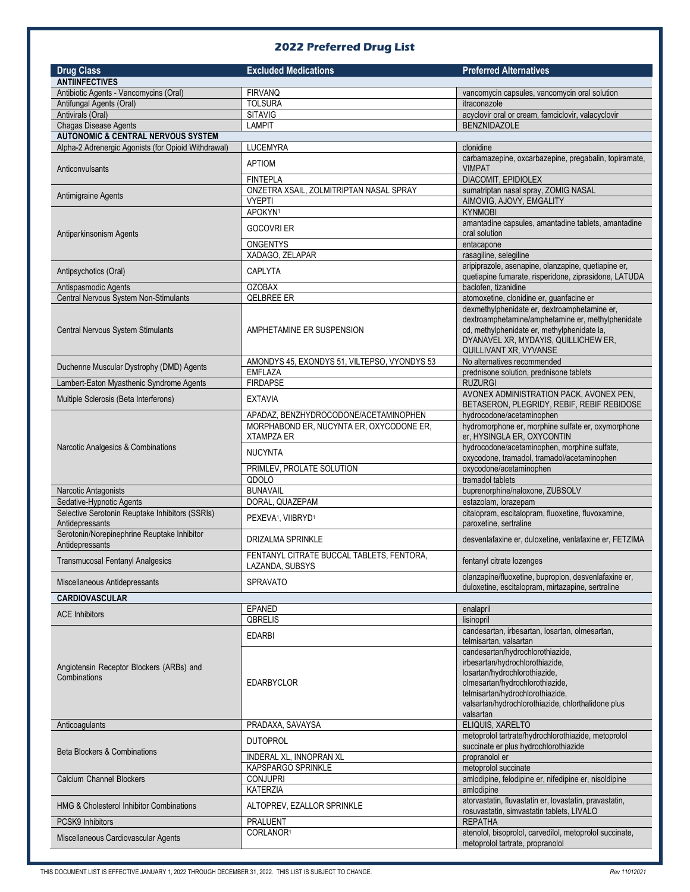## 2022 Preferred Drug List

| Drug Class | Excluded Medications | Preferred Alternatives |
|---|---|---|
| **ANTIINFECTIVES** | | |
| Antibiotic Agents - Vancomycins (Oral) | FIRVANQ | vancomycin capsules, vancomycin oral solution |
| Antifungal Agents (Oral) | TOLSURA | itraconazole |
| Antivirals (Oral) | SITAVIG | acyclovir oral or cream, famciclovir, valacyclovir |
| Chagas Disease Agents | LAMPIT | BENZNIDAZOLE |
| **AUTONOMIC & CENTRAL NERVOUS SYSTEM** | | |
| Alpha-2 Adrenergic Agonists (for Opioid Withdrawal) | LUCEMYRA | clonidine |
| Anticonvulsants | APTIOM | carbamazepine, oxcarbazepine, pregabalin, topiramate, VIMPAT |
| | FINTEPLA | DIACOMIT, EPIDIOLEX |
| Antimigraine Agents | ONZETRA XSAIL, ZOLMITRIPTAN NASAL SPRAY | sumatriptan nasal spray, ZOMIG NASAL |
| | VYEPTI | AIMOVIG, AJOVY, EMGALITY |
| Antiparkinsonism Agents | APOKYN[1] | KYNMOBI |
| | GOCOVRI ER | amantadine capsules, amantadine tablets, amantadine oral solution |
| | ONGENTYS | entacapone |
| | XADAGO, ZELAPAR | rasagiline, selegiline |
| Antipsychotics (Oral) | CAPLYTA | aripiprazole, asenapine, olanzapine, quetiapine er, quetiapine fumarate, risperidone, ziprasidone, LATUDA |
| Antispasmodic Agents | OZOBAX | baclofen, tizanidine |
| Central Nervous System Non-Stimulants | QELBREE ER | atomoxetine, clonidine er, guanfacine er |
| Central Nervous System Stimulants | AMPHETAMINE ER SUSPENSION | dexmethylphenidate er, dextroamphetamine er, dextroamphetamine/amphetamine er, methylphenidate cd, methylphenidate er, methylphenidate la, DYANAVEL XR, MYDAYIS, QUILLICHEW ER, QUILLIVANT XR, VYVANSE |
| Duchenne Muscular Dystrophy (DMD) Agents | AMONDYS 45, EXONDYS 51, VILTEPSO, VYONDYS 53 | No alternatives recommended |
| | EMFLAZA | prednisone solution, prednisone tablets |
| Lambert-Eaton Myasthenic Syndrome Agents | FIRDAPSE | RUZURGI |
| Multiple Sclerosis (Beta Interferons) | EXTAVIA | AVONEX ADMINISTRATION PACK, AVONEX PEN, BETASERON, PLEGRIDY, REBIF, REBIF REBIDOSE |
| Narcotic Analgesics & Combinations | APADAZ, BENZHYDROCODONE/ACETAMINOPHEN | hydrocodone/acetaminophen |
| | MORPHABOND ER, NUCYNTA ER, OXYCODONE ER, XTAMPZA ER | hydromorphone er, morphine sulfate er, oxymorphone er, HYSINGLA ER, OXYCONTIN |
| | NUCYNTA | hydrocodone/acetaminophen, morphine sulfate, oxycodone, tramadol, tramadol/acetaminophen |
| | PRIMLEV, PROLATE SOLUTION | oxycodone/acetaminophen |
| | QDOLO | tramadol tablets |
| Narcotic Antagonists | BUNAVAIL | buprenorphine/naloxone, ZUBSOLV |
| Sedative-Hypnotic Agents | DORAL, QUAZEPAM | estazolam, lorazepam |
| Selective Serotonin Reuptake Inhibitors (SSRIs) Antidepressants | PEXEVA[1], VIIBRYD[1] | citalopram, escitalopram, fluoxetine, fluvoxamine, paroxetine, sertraline |
| Serotonin/Norepinephrine Reuptake Inhibitor Antidepressants | DRIZALMA SPRINKLE | desvenlafaxine er, duloxetine, venlafaxine er, FETZIMA |
| Transmucosal Fentanyl Analgesics | FENTANYL CITRATE BUCCAL TABLETS, FENTORA, LAZANDA, SUBSYS | fentanyl citrate lozenges |
| Miscellaneous Antidepressants | SPRAVATO | olanzapine/fluoxetine, bupropion, desvenlafaxine er, duloxetine, escitalopram, mirtazapine, sertraline |
| **CARDIOVASCULAR** | | |
| ACE Inhibitors | EPANED | enalapril |
| | QBRELIS | lisinopril |
| Angiotensin Receptor Blockers (ARBs) and Combinations | EDARBI | candesartan, irbesartan, losartan, olmesartan, telmisartan, valsartan |
| | EDARBYCLOR | candesartan/hydrochlorothiazide, irbesartan/hydrochlorothiazide, losartan/hydrochlorothiazide, olmesartan/hydrochlorothiazide, telmisartan/hydrochlorothiazide, valsartan/hydrochlorothiazide, chlorthalidone plus valsartan |
| Anticoagulants | PRADAXA, SAVAYSA | ELIQUIS, XARELTO |
| Beta Blockers & Combinations | DUTOPROL | metoprolol tartrate/hydrochlorothiazide, metoprolol succinate er plus hydrochlorothiazide |
| | INDERAL XL, INNOPRAN XL | propranolol er |
| | KAPSPARGO SPRINKLE | metoprolol succinate |
| Calcium Channel Blockers | CONJUPRI | amlodipine, felodipine er, nifedipine er, nisoldipine |
| | KATERZIA | amlodipine |
| HMG & Cholesterol Inhibitor Combinations | ALTOPREV, EZALLOR SPRINKLE | atorvastatin, fluvastatin er, lovastatin, pravastatin, rosuvastatin, simvastatin tablets, LIVALO |
| PCSK9 Inhibitors | PRALUENT | REPATHA |
| Miscellaneous Cardiovascular Agents | CORLANOR[1] | atenolol, bisoprolol, carvedilol, metoprolol succinate, metoprolol tartrate, propranolol |

THIS DOCUMENT LIST IS EFFECTIVE JANUARY 1, 2022 THROUGH DECEMBER 31, 2022. THIS LIST IS SUBJECT TO CHANGE.

*Rev 11012021*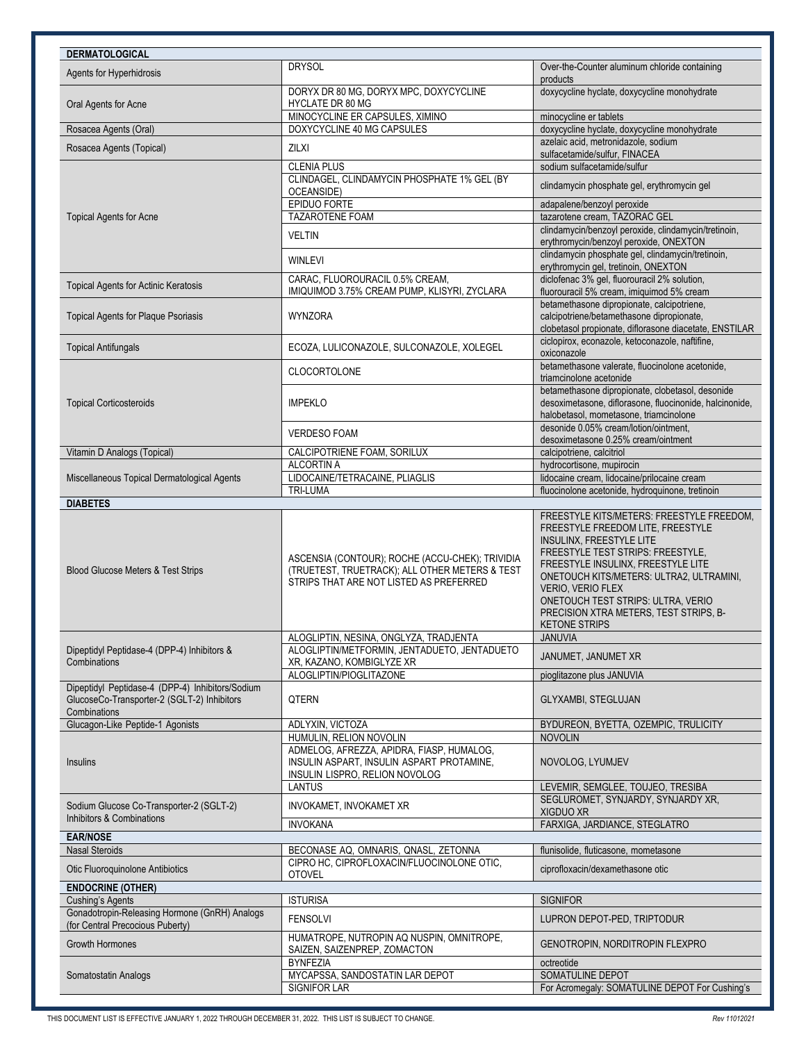| | | |
|---|---|---|
| **DERMATOLOGICAL** | | |
| Agents for Hyperhidrosis | DRYSOL | Over-the-Counter aluminum chloride containing products |
| Oral Agents for Acne | DORYX DR 80 MG, DORYX MPC, DOXYCYCLINE HYCLATE DR 80 MG | doxycycline hyclate, doxycycline monohydrate |
| | MINOCYCLINE ER CAPSULES, XIMINO | minocycline er tablets |
| Rosacea Agents (Oral) | DOXYCYCLINE 40 MG CAPSULES | doxycycline hyclate, doxycycline monohydrate |
| Rosacea Agents (Topical) | ZILXI | azelaic acid, metronidazole, sodium sulfacetamide/sulfur, FINACEA |
| Topical Agents for Acne | CLENIA PLUS | sodium sulfacetamide/sulfur |
| | CLINDAGEL, CLINDAMYCIN PHOSPHATE 1% GEL (BY OCEANSIDE) | clindamycin phosphate gel, erythromycin gel |
| | EPIDUO FORTE | adapalene/benzoyl peroxide |
| | TAZAROTENE FOAM | tazarotene cream, TAZORAC GEL |
| | VELTIN | clindamycin/benzoyl peroxide, clindamycin/tretinoin, erythromycin/benzoyl peroxide, ONEXTON |
| | WINLEVI | clindamycin phosphate gel, clindamycin/tretinoin, erythromycin gel, tretinoin, ONEXTON |
| Topical Agents for Actinic Keratosis | CARAC, FLUOROURACIL 0.5% CREAM, IMIQUIMOD 3.75% CREAM PUMP, KLISYRI, ZYCLARA | diclofenac 3% gel, fluorouracil 2% solution, fluorouracil 5% cream, imiquimod 5% cream |
| Topical Agents for Plaque Psoriasis | WYNZORA | betamethasone dipropionate, calcipotriene, calcipotriene/betamethasone dipropionate, clobetasol propionate, diflorasone diacetate, ENSTILAR |
| Topical Antifungals | ECOZA, LULICONAZOLE, SULCONAZOLE, XOLEGEL | ciclopirox, econazole, ketoconazole, naftifine, oxiconazole |
| Topical Corticosteroids | CLOCORTOLONE | betamethasone valerate, fluocinolone acetonide, triamcinolone acetonide |
| | IMPEKLO | betamethasone dipropionate, clobetasol, desonide desoximetasone, diflorasone, fluocinonide, halcinonide, halobetasol, mometasone, triamcinolone |
| | VERDESO FOAM | desonide 0.05% cream/lotion/ointment, desoximetasone 0.25% cream/ointment |
| Vitamin D Analogs (Topical) | CALCIPOTRIENE FOAM, SORILUX | calcipotriene, calcitriol |
| Miscellaneous Topical Dermatological Agents | ALCORTIN A | hydrocortisone, mupirocin |
| | LIDOCAINE/TETRACAINE, PLIAGLIS | lidocaine cream, lidocaine/prilocaine cream |
| | TRI-LUMA | fluocinolone acetonide, hydroquinone, tretinoin |
| **DIABETES** | | |
| Blood Glucose Meters & Test Strips | ASCENSIA (CONTOUR); ROCHE (ACCU-CHEK); TRIVIDIA (TRUETEST, TRUETRACK); ALL OTHER METERS & TEST STRIPS THAT ARE NOT LISTED AS PREFERRED | FREESTYLE KITS/METERS: FREESTYLE FREEDOM, FREESTYLE FREEDOM LITE, FREESTYLE INSULINX, FREESTYLE LITE<br>FREESTYLE TEST STRIPS: FREESTYLE, FREESTYLE INSULINX, FREESTYLE LITE<br>ONETOUCH KITS/METERS: ULTRA2, ULTRAMINI, VERIO, VERIO FLEX<br>ONETOUCH TEST STRIPS: ULTRA, VERIO<br>PRECISION XTRA METERS, TEST STRIPS, B-KETONE STRIPS |
| Dipeptidyl Peptidase-4 (DPP-4) Inhibitors & Combinations | ALOGLIPTIN, NESINA, ONGLYZA, TRADJENTA | JANUVIA |
| | ALOGLIPTIN/METFORMIN, JENTADUETO, JENTADUETO XR, KAZANO, KOMBIGLYZE XR | JANUMET, JANUMET XR |
| | ALOGLIPTIN/PIOGLITAZONE | pioglitazone plus JANUVIA |
| Dipeptidyl Peptidase-4 (DPP-4) Inhibitors/Sodium GlucoseCo-Transporter-2 (SGLT-2) Inhibitors Combinations | QTERN | GLYXAMBI, STEGLUJAN |
| Glucagon-Like Peptide-1 Agonists | ADLYXIN, VICTOZA | BYDUREON, BYETTA, OZEMPIC, TRULICITY |
| Insulins | HUMULIN, RELION NOVOLIN | NOVOLIN |
| | ADMELOG, AFREZZA, APIDRA, FIASP, HUMALOG, INSULIN ASPART, INSULIN ASPART PROTAMINE, INSULIN LISPRO, RELION NOVOLOG | NOVOLOG, LYUMJEV |
| | LANTUS | LEVEMIR, SEMGLEE, TOUJEO, TRESIBA |
| Sodium Glucose Co-Transporter-2 (SGLT-2) Inhibitors & Combinations | INVOKAMET, INVOKAMET XR | SEGLUROMET, SYNJARDY, SYNJARDY XR, XIGDUO XR |
| | INVOKANA | FARXIGA, JARDIANCE, STEGLATRO |
| **EAR/NOSE** | | |
| Nasal Steroids | BECONASE AQ, OMNARIS, QNASL, ZETONNA | flunisolide, fluticasone, mometasone |
| Otic Fluoroquinolone Antibiotics | CIPRO HC, CIPROFLOXACIN/FLUOCINOLONE OTIC, OTOVEL | ciprofloxacin/dexamethasone otic |
| **ENDOCRINE (OTHER)** | | |
| Cushing's Agents | ISTURISA | SIGNIFOR |
| Gonadotropin-Releasing Hormone (GnRH) Analogs (for Central Precocious Puberty) | FENSOLVI | LUPRON DEPOT-PED, TRIPTODUR |
| Growth Hormones | HUMATROPE, NUTROPIN AQ NUSPIN, OMNITROPE, SAIZEN, SAIZENPREP, ZOMACTON | GENOTROPIN, NORDITROPIN FLEXPRO |
| Somatostatin Analogs | BYNFEZIA | octreotide |
| | MYCAPSSA, SANDOSTATIN LAR DEPOT | SOMATULINE DEPOT |
| | SIGNIFOR LAR | For Acromegaly: SOMATULINE DEPOT For Cushing's |

THIS DOCUMENT LIST IS EFFECTIVE JANUARY 1, 2022 THROUGH DECEMBER 31, 2022. THIS LIST IS SUBJECT TO CHANGE. *Rev 11012021*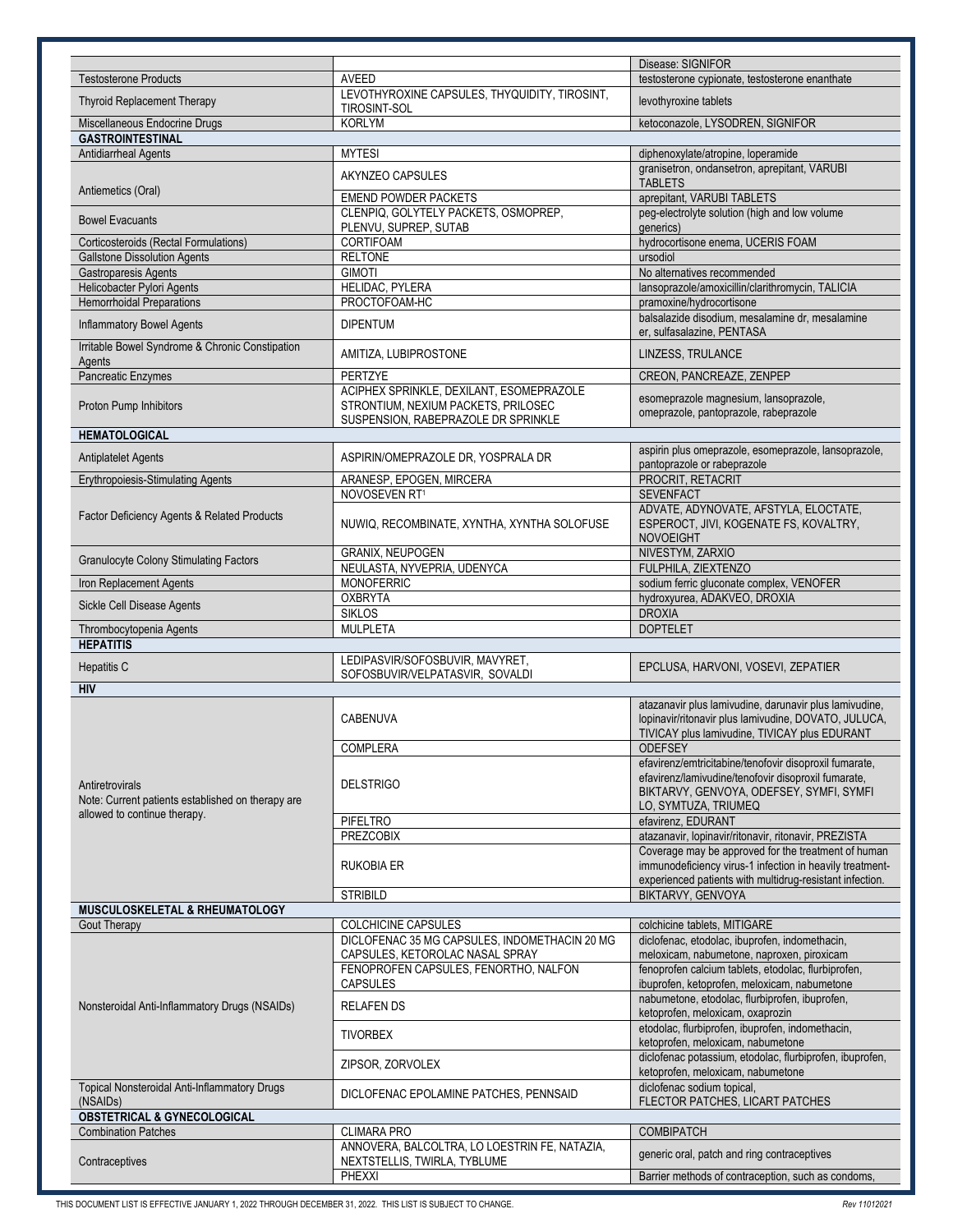| | | |
|---|---|---|
| | | Disease: SIGNIFOR |
| Testosterone Products | AVEED | testosterone cypionate, testosterone enanthate |
| Thyroid Replacement Therapy | LEVOTHYROXINE CAPSULES, THYQUIDITY, TIROSINT, TIROSINT-SOL | levothyroxine tablets |
| Miscellaneous Endocrine Drugs | KORLYM | ketoconazole, LYSODREN, SIGNIFOR |
| **GASTROINTESTINAL** | | |
| Antidiarrheal Agents | MYTESI | diphenoxylate/atropine, loperamide |
| Antiemetics (Oral) | AKYNZEO CAPSULES | granisetron, ondansetron, aprepitant, VARUBI TABLETS |
| | EMEND POWDER PACKETS | aprepitant, VARUBI TABLETS |
| Bowel Evacuants | CLENPIQ, GOLYTELY PACKETS, OSMOPREP, PLENVU, SUPREP, SUTAB | peg-electrolyte solution (high and low volume generics) |
| Corticosteroids (Rectal Formulations) | CORTIFOAM | hydrocortisone enema, UCERIS FOAM |
| Gallstone Dissolution Agents | RELTONE | ursodiol |
| Gastroparesis Agents | GIMOTI | No alternatives recommended |
| Helicobacter Pylori Agents | HELIDAC, PYLERA | lansoprazole/amoxicillin/clarithromycin, TALICIA |
| Hemorrhoidal Preparations | PROCTOFOAM-HC | pramoxine/hydrocortisone |
| Inflammatory Bowel Agents | DIPENTUM | balsalazide disodium, mesalamine dr, mesalamine er, sulfasalazine, PENTASA |
| Irritable Bowel Syndrome & Chronic Constipation Agents | AMITIZA, LUBIPROSTONE | LINZESS, TRULANCE |
| Pancreatic Enzymes | PERTZYE | CREON, PANCREAZE, ZENPEP |
| Proton Pump Inhibitors | ACIPHEX SPRINKLE, DEXILANT, ESOMEPRAZOLE STRONTIUM, NEXIUM PACKETS, PRILOSEC SUSPENSION, RABEPRAZOLE DR SPRINKLE | esomeprazole magnesium, lansoprazole, omeprazole, pantoprazole, rabeprazole |
| **HEMATOLOGICAL** | | |
| Antiplatelet Agents | ASPIRIN/OMEPRAZOLE DR, YOSPRALA DR | aspirin plus omeprazole, esomeprazole, lansoprazole, pantoprazole or rabeprazole |
| Erythropoiesis-Stimulating Agents | ARANESP, EPOGEN, MIRCERA | PROCRIT, RETACRIT |
| Factor Deficiency Agents & Related Products | NOVOSEVEN RT[1] | SEVENFACT |
| | NUWIQ, RECOMBINATE, XYNTHA, XYNTHA SOLOFUSE | ADVATE, ADYNOVATE, AFSTYLA, ELOCTATE, ESPEROCT, JIVI, KOGENATE FS, KOVALTRY, NOVOEIGHT |
| Granulocyte Colony Stimulating Factors | GRANIX, NEUPOGEN | NIVESTYM, ZARXIO |
| | NEULASTA, NYVEPRIA, UDENYCA | FULPHILA, ZIEXTENZO |
| Iron Replacement Agents | MONOFERRIC | sodium ferric gluconate complex, VENOFER |
| Sickle Cell Disease Agents | OXBRYTA | hydroxyurea, ADAKVEO, DROXIA |
| | SIKLOS | DROXIA |
| Thrombocytopenia Agents | MULPLETA | DOPTELET |
| **HEPATITIS** | | |
| Hepatitis C | LEDIPASVIR/SOFOSBUVIR, MAVYRET, SOFOSBUVIR/VELPATASVIR, SOVALDI | EPCLUSA, HARVONI, VOSEVI, ZEPATIER |
| **HIV** | | |
| Antiretrovirals<br>Note: Current patients established on therapy are allowed to continue therapy. | CABENUVA | atazanavir plus lamivudine, darunavir plus lamivudine, lopinavir/ritonavir plus lamivudine, DOVATO, JULUCA, TIVICAY plus lamivudine, TIVICAY plus EDURANT |
| | COMPLERA | ODEFSEY |
| | DELSTRIGO | efavirenz/emtricitabine/tenofovir disoproxil fumarate, efavirenz/lamivudine/tenofovir disoproxil fumarate, BIKTARVY, GENVOYA, ODEFSEY, SYMFI, SYMFI LO, SYMTUZA, TRIUMEQ |
| | PIFELTRO | efavirenz, EDURANT |
| | PREZCOBIX | atazanavir, lopinavir/ritonavir, ritonavir, PREZISTA |
| | RUKOBIA ER | Coverage may be approved for the treatment of human immunodeficiency virus-1 infection in heavily treatment-experienced patients with multidrug-resistant infection. |
| | STRIBILD | BIKTARVY, GENVOYA |
| **MUSCULOSKELETAL & RHEUMATOLOGY** | | |
| Gout Therapy | COLCHICINE CAPSULES | colchicine tablets, MITIGARE |
| Nonsteroidal Anti-Inflammatory Drugs (NSAIDs) | DICLOFENAC 35 MG CAPSULES, INDOMETHACIN 20 MG CAPSULES, KETOROLAC NASAL SPRAY | diclofenac, etodolac, ibuprofen, indomethacin, meloxicam, nabumetone, naproxen, piroxicam |
| | FENOPROFEN CAPSULES, FENORTHO, NALFON CAPSULES | fenoprofen calcium tablets, etodolac, flurbiprofen, ibuprofen, ketoprofen, meloxicam, nabumetone |
| | RELAFEN DS | nabumetone, etodolac, flurbiprofen, ibuprofen, ketoprofen, meloxicam, oxaprozin |
| | TIVORBEX | etodolac, flurbiprofen, ibuprofen, indomethacin, ketoprofen, meloxicam, nabumetone |
| | ZIPSOR, ZORVOLEX | diclofenac potassium, etodolac, flurbiprofen, ibuprofen, ketoprofen, meloxicam, nabumetone |
| Topical Nonsteroidal Anti-Inflammatory Drugs (NSAIDs) | DICLOFENAC EPOLAMINE PATCHES, PENNSAID | diclofenac sodium topical, FLECTOR PATCHES, LICART PATCHES |
| **OBSTETRICAL & GYNECOLOGICAL** | | |
| Combination Patches | CLIMARA PRO | COMBIPATCH |
| Contraceptives | ANNOVERA, BALCOLTRA, LO LOESTRIN FE, NATAZIA, NEXTSTELLIS, TWIRLA, TYBLUME | generic oral, patch and ring contraceptives |
| | PHEXXI | Barrier methods of contraception, such as condoms, |

THIS DOCUMENT LIST IS EFFECTIVE JANUARY 1, 2022 THROUGH DECEMBER 31, 2022. THIS LIST IS SUBJECT TO CHANGE. Rev 11012021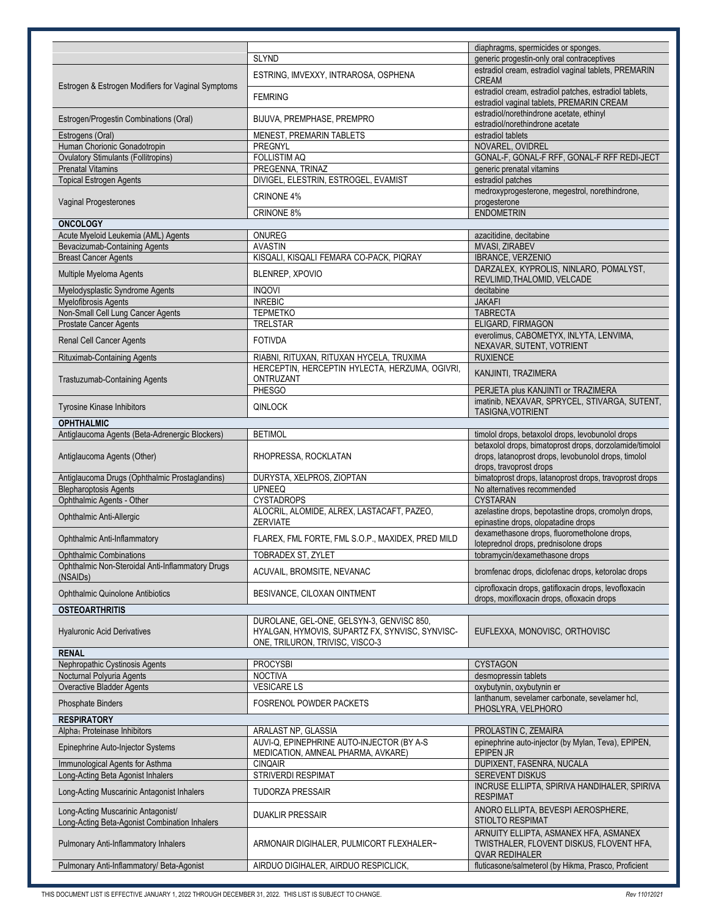| | | |
|---|---|---|
| | | diaphragms, spermicides or sponges. |
| | SLYND | generic progestin-only oral contraceptives |
| Estrogen & Estrogen Modifiers for Vaginal Symptoms | ESTRING, IMVEXXY, INTRAROSA, OSPHENA | estradiol cream, estradiol vaginal tablets, PREMARIN CREAM |
| | FEMRING | estradiol cream, estradiol patches, estradiol tablets, estradiol vaginal tablets, PREMARIN CREAM |
| Estrogen/Progestin Combinations (Oral) | BIJUVA, PREMPHASE, PREMPRO | estradiol/norethindrone acetate, ethinyl estradiol/norethindrone acetate |
| Estrogens (Oral) | MENEST, PREMARIN TABLETS | estradiol tablets |
| Human Chorionic Gonadotropin | PREGNYL | NOVAREL, OVIDREL |
| Ovulatory Stimulants (Follitropins) | FOLLISTIM AQ | GONAL-F, GONAL-F RFF, GONAL-F RFF REDI-JECT |
| Prenatal Vitamins | PREGENNA, TRINAZ | generic prenatal vitamins |
| Topical Estrogen Agents | DIVIGEL, ELESTRIN, ESTROGEL, EVAMIST | estradiol patches |
| Vaginal Progesterones | CRINONE 4% | medroxyprogesterone, megestrol, norethindrone, progesterone |
| | CRINONE 8% | ENDOMETRIN |
| **ONCOLOGY** | | |
| Acute Myeloid Leukemia (AML) Agents | ONUREG | azacitidine, decitabine |
| Bevacizumab-Containing Agents | AVASTIN | MVASI, ZIRABEV |
| Breast Cancer Agents | KISQALI, KISQALI FEMARA CO-PACK, PIQRAY | IBRANCE, VERZENIO |
| Multiple Myeloma Agents | BLENREP, XPOVIO | DARZALEX, KYPROLIS, NINLARO, POMALYST, REVLIMID,THALOMID, VELCADE |
| Myelodysplastic Syndrome Agents | INQOVI | decitabine |
| Myelofibrosis Agents | INREBIC | JAKAFI |
| Non-Small Cell Lung Cancer Agents | TEPMETKO | TABRECTA |
| Prostate Cancer Agents | TRELSTAR | ELIGARD, FIRMAGON |
| Renal Cell Cancer Agents | FOTIVDA | everolimus, CABOMETYX, INLYTA, LENVIMA, NEXAVAR, SUTENT, VOTRIENT |
| Rituximab-Containing Agents | RIABNI, RITUXAN, RITUXAN HYCELA, TRUXIMA | RUXIENCE |
| Trastuzumab-Containing Agents | HERCEPTIN, HERCEPTIN HYLECTA, HERZUMA, OGIVRI, ONTRUZANT | KANJINTI, TRAZIMERA |
| | PHESGO | PERJETA plus KANJINTI or TRAZIMERA |
| Tyrosine Kinase Inhibitors | QINLOCK | imatinib, NEXAVAR, SPRYCEL, STIVARGA, SUTENT, TASIGNA,VOTRIENT |
| **OPHTHALMIC** | | |
| Antiglaucoma Agents (Beta-Adrenergic Blockers) | BETIMOL | timolol drops, betaxolol drops, levobunolol drops |
| Antiglaucoma Agents (Other) | RHOPRESSA, ROCKLATAN | betaxolol drops, bimatoprost drops, dorzolamide/timolol drops, latanoprost drops, levobunolol drops, timolol drops, travoprost drops |
| Antiglaucoma Drugs (Ophthalmic Prostaglandins) | DURYSTA, XELPROS, ZIOPTAN | bimatoprost drops, latanoprost drops, travoprost drops |
| Blepharoptosis Agents | UPNEEQ | No alternatives recommended |
| Ophthalmic Agents - Other | CYSTADROPS | CYSTARAN |
| Ophthalmic Anti-Allergic | ALOCRIL, ALOMIDE, ALREX, LASTACAFT, PAZEO, ZERVIATE | azelastine drops, bepotastine drops, cromolyn drops, epinastine drops, olopatadine drops |
| Ophthalmic Anti-Inflammatory | FLAREX, FML FORTE, FML S.O.P., MAXIDEX, PRED MILD | dexamethasone drops, fluorometholone drops, loteprednol drops, prednisolone drops |
| Ophthalmic Combinations | TOBRADEX ST, ZYLET | tobramycin/dexamethasone drops |
| Ophthalmic Non-Steroidal Anti-Inflammatory Drugs (NSAIDs) | ACUVAIL, BROMSITE, NEVANAC | bromfenac drops, diclofenac drops, ketorolac drops |
| Ophthalmic Quinolone Antibiotics | BESIVANCE, CILOXAN OINTMENT | ciprofloxacin drops, gatifloxacin drops, levofloxacin drops, moxifloxacin drops, ofloxacin drops |
| **OSTEOARTHRITIS** | | |
| Hyaluronic Acid Derivatives | DUROLANE, GEL-ONE, GELSYN-3, GENVISC 850, HYALGAN, HYMOVIS, SUPARTZ FX, SYNVISC, SYNVISC-ONE, TRILURON, TRIVISC, VISCO-3 | EUFLEXXA, MONOVISC, ORTHOVISC |
| **RENAL** | | |
| Nephropathic Cystinosis Agents | PROCYSBI | CYSTAGON |
| Nocturnal Polyuria Agents | NOCTIVA | desmopressin tablets |
| Overactive Bladder Agents | VESICARE LS | oxybutynin, oxybutynin er |
| Phosphate Binders | FOSRENOL POWDER PACKETS | lanthanum, sevelamer carbonate, sevelamer hcl, PHOSLYRA, VELPHORO |
| **RESPIRATORY** | | |
| Alpha$_1$ Proteinase Inhibitors | ARALAST NP, GLASSIA | PROLASTIN C, ZEMAIRA |
| Epinephrine Auto-Injector Systems | AUVI-Q, EPINEPHRINE AUTO-INJECTOR (BY A-S MEDICATION, AMNEAL PHARMA, AVKARE) | epinephrine auto-injector (by Mylan, Teva), EPIPEN, EPIPEN JR |
| Immunological Agents for Asthma | CINQAIR | DUPIXENT, FASENRA, NUCALA |
| Long-Acting Beta Agonist Inhalers | STRIVERDI RESPIMAT | SEREVENT DISKUS |
| Long-Acting Muscarinic Antagonist Inhalers | TUDORZA PRESSAIR | INCRUSE ELLIPTA, SPIRIVA HANDIHALER, SPIRIVA RESPIMAT |
| Long-Acting Muscarinic Antagonist/ Long-Acting Beta-Agonist Combination Inhalers | DUAKLIR PRESSAIR | ANORO ELLIPTA, BEVESPI AEROSPHERE, STIOLTO RESPIMAT |
| Pulmonary Anti-Inflammatory Inhalers | ARMONAIR DIGIHALER, PULMICORT FLEXHALER~ | ARNUITY ELLIPTA, ASMANEX HFA, ASMANEX TWISTHALER, FLOVENT DISKUS, FLOVENT HFA, QVAR REDIHALER |
| Pulmonary Anti-Inflammatory/ Beta-Agonist | AIRDUO DIGIHALER, AIRDUO RESPICLICK, | fluticasone/salmeterol (by Hikma, Prasco, Proficient |

THIS DOCUMENT LIST IS EFFECTIVE JANUARY 1, 2022 THROUGH DECEMBER 31, 2022. THIS LIST IS SUBJECT TO CHANGE.

*Rev 11012021*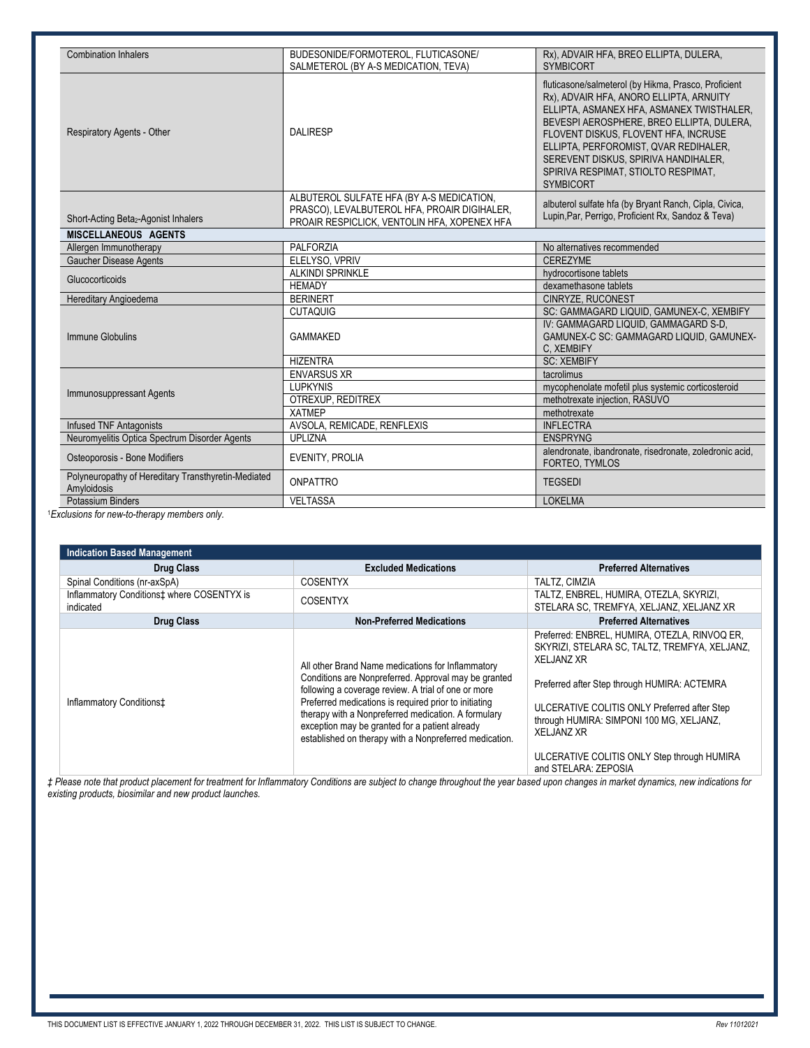| | | |
|---|---|---|
| Combination Inhalers | BUDESONIDE/FORMOTEROL, FLUTICASONE/ SALMETEROL (BY A-S MEDICATION, TEVA) | Rx), ADVAIR HFA, BREO ELLIPTA, DULERA, SYMBICORT |
| Respiratory Agents - Other | DALIRESP | fluticasone/salmeterol (by Hikma, Prasco, Proficient Rx), ADVAIR HFA, ANORO ELLIPTA, ARNUITY ELLIPTA, ASMANEX HFA, ASMANEX TWISTHALER, BEVESPI AEROSPHERE, BREO ELLIPTA, DULERA, FLOVENT DISKUS, FLOVENT HFA, INCRUSE ELLIPTA, PERFOROMIST, QVAR REDIHALER, SEREVENT DISKUS, SPIRIVA HANDIHALER, SPIRIVA RESPIMAT, STIOLTO RESPIMAT, SYMBICORT |
| Short-Acting $Beta_2$-Agonist Inhalers | ALBUTEROL SULFATE HFA (BY A-S MEDICATION, PRASCO), LEVALBUTEROL HFA, PROAIR DIGIHALER, PROAIR RESPICLICK, VENTOLIN HFA, XOPENEX HFA | albuterol sulfate hfa (by Bryant Ranch, Cipla, Civica, Lupin,Par, Perrigo, Proficient Rx, Sandoz & Teva) |
| **MISCELLANEOUS AGENTS** | | |
| Allergen Immunotherapy | PALFORZIA | No alternatives recommended |
| Gaucher Disease Agents | ELELYSO, VPRIV | CEREZYME |
| Glucocorticoids | ALKINDI SPRINKLE | hydrocortisone tablets |
| | HEMADY | dexamethasone tablets |
| Hereditary Angioedema | BERINERT | CINRYZE, RUCONEST |
| Immune Globulins | CUTAQUIG | SC: GAMMAGARD LIQUID, GAMUNEX-C, XEMBIFY |
| | GAMMAKED | IV: GAMMAGARD LIQUID, GAMMAGARD S-D, GAMUNEX-C SC: GAMMAGARD LIQUID, GAMUNEX-C, XEMBIFY |
| | HIZENTRA | SC: XEMBIFY |
| Immunosuppressant Agents | ENVARSUS XR | tacrolimus |
| | LUPKYNIS | mycophenolate mofetil plus systemic corticosteroid |
| | OTREXUP, REDITREX | methotrexate injection, RASUVO |
| | XATMEP | methotrexate |
| Infused TNF Antagonists | AVSOLA, REMICADE, RENFLEXIS | INFLECTRA |
| Neuromyelitis Optica Spectrum Disorder Agents | UPLIZNA | ENSPRYNG |
| Osteoporosis - Bone Modifiers | EVENITY, PROLIA | alendronate, ibandronate, risedronate, zoledronic acid, FORTEO, TYMLOS |
| Polyneuropathy of Hereditary Transthyretin-Mediated Amyloidosis | ONPATTRO | TEGSEDI |
| Potassium Binders | VELTASSA | LOKELMA |

[1]*Exclusions for new-to-therapy members only.*

| Indication Based Management | | |
|---|---|---|
| **Drug Class** | **Excluded Medications** | **Preferred Alternatives** |
| Spinal Conditions (nr-axSpA) | COSENTYX | TALTZ, CIMZIA |
| Inflammatory Conditions‡ where COSENTYX is indicated | COSENTYX | TALTZ, ENBREL, HUMIRA, OTEZLA, SKYRIZI, STELARA SC, TREMFYA, XELJANZ, XELJANZ XR |
| **Drug Class** | **Non-Preferred Medications** | **Preferred Alternatives** |
| Inflammatory Conditions‡ | All other Brand Name medications for Inflammatory Conditions are Nonpreferred. Approval may be granted following a coverage review. A trial of one or more Preferred medications is required prior to initiating therapy with a Nonpreferred medication. A formulary exception may be granted for a patient already established on therapy with a Nonpreferred medication. | Preferred: ENBREL, HUMIRA, OTEZLA, RINVOQ ER, SKYRIZI, STELARA SC, TALTZ, TREMFYA, XELJANZ, XELJANZ XR<br><br>Preferred after Step through HUMIRA: ACTEMRA<br><br>ULCERATIVE COLITIS ONLY Preferred after Step through HUMIRA: SIMPONI 100 MG, XELJANZ, XELJANZ XR<br><br>ULCERATIVE COLITIS ONLY Step through HUMIRA and STELARA: ZEPOSIA |

*‡ Please note that product placement for treatment for Inflammatory Conditions are subject to change throughout the year based upon changes in market dynamics, new indications for existing products, biosimilar and new product launches.*

THIS DOCUMENT LIST IS EFFECTIVE JANUARY 1, 2022 THROUGH DECEMBER 31, 2022. THIS LIST IS SUBJECT TO CHANGE.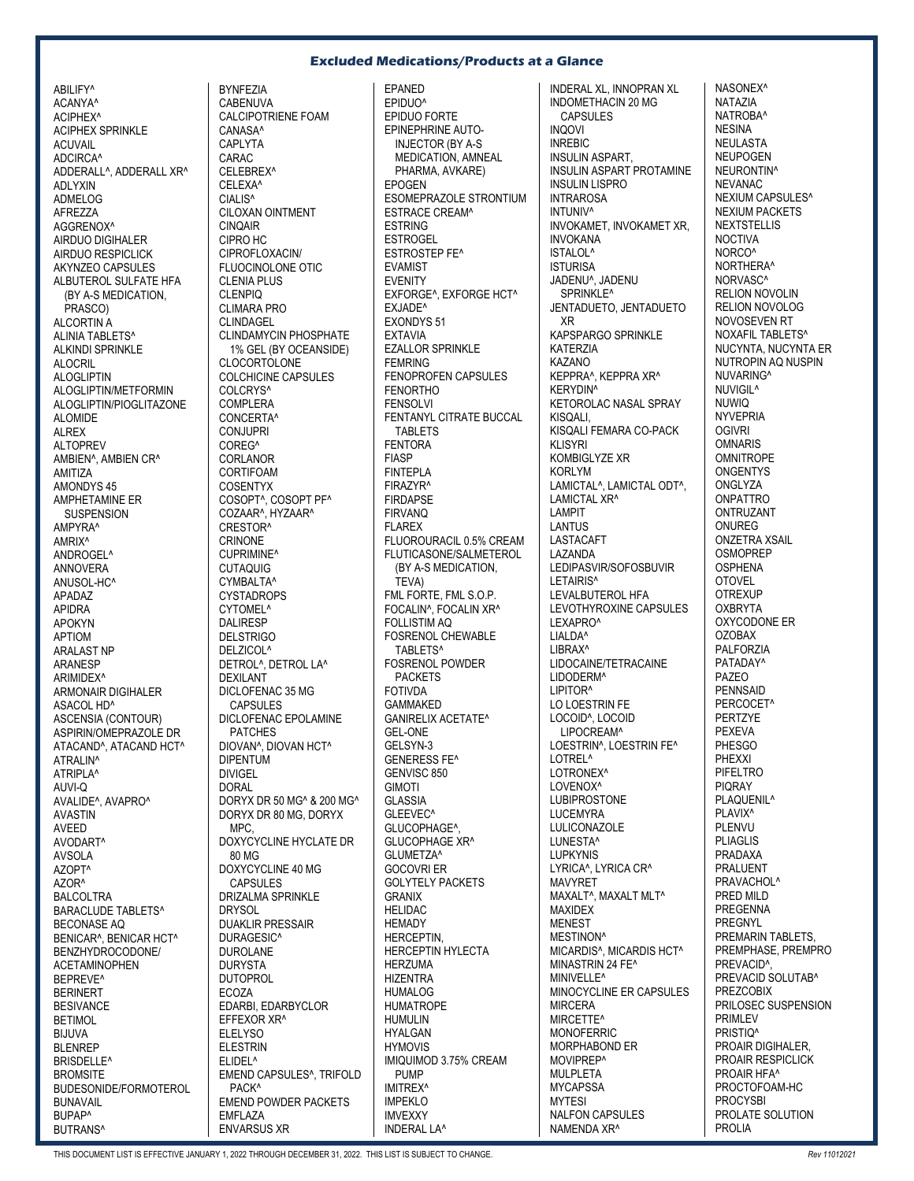## Excluded Medications/Products at a Glance

ABILIFY^
ACANYA^
ACIPHEX^
ACIPHEX SPRINKLE
ACUVAIL
ADCIRCA^
ADDERALL^, ADDERALL XR^
ADLYXIN
ADMELOG
AFREZZA
AGGRENOX^
AIRDUO DIGIHALER
AIRDUO RESPICLICK
AKYNZEO CAPSULES
ALBUTEROL SULFATE HFA (BY A-S MEDICATION, PRASCO)
ALCORTIN A
ALINIA TABLETS^
ALKINDI SPRINKLE
ALOCRIL
ALOGLIPTIN
ALOGLIPTIN/METFORMIN
ALOGLIPTIN/PIOGLITAZONE
ALOMIDE
ALREX
ALTOPREV
AMBIEN^, AMBIEN CR^
AMITIZA
AMONDYS 45
AMPHETAMINE ER SUSPENSION
AMPYRA^
AMRIX^
ANDROGEL^
ANNOVERA
ANUSOL-HC^
APADAZ
APIDRA
APOKYN
APTIOM
ARALAST NP
ARANESP
ARIMIDEX^
ARMONAIR DIGIHALER
ASACOL HD^
ASCENSIA (CONTOUR)
ASPIRIN/OMEPRAZOLE DR
ATACAND^, ATACAND HCT^
ATRALIN^
ATRIPLA^
AUVI-Q
AVALIDE^, AVAPRO^
AVASTIN
AVEED
AVODART^
AVSOLA
AZOPT^
AZOR^
BALCOLTRA
BARACLUDE TABLETS^
BECONASE AQ
BENICAR^, BENICAR HCT^
BENZHYDROCODONE/ ACETAMINOPHEN
BEPREVE^
BERINERT
BESIVANCE
BETIMOL
BIJUVA
BLENREP
BRISDELLE^
BROMSITE
BUDESONIDE/FORMOTEROL
BUNAVAIL
BUPAP^
BUTRANS^
BYNFEZIA
CABENUVA
CALCIPOTRIENE FOAM
CANASA^
CAPLYTA
CARAC
CELEBREX^
CELEXA^
CIALIS^
CILOXAN OINTMENT
CINQAIR
CIPRO HC
CIPROFLOXACIN/ FLUOCINOLONE OTIC
CLENIA PLUS
CLENPIQ
CLIMARA PRO
CLINDAGEL
CLINDAMYCIN PHOSPHATE 1% GEL (BY OCEANSIDE)
CLOCORTOLONE
COLCHICINE CAPSULES
COLCRYS^
COMPLERA
CONCERTA^
CONJUPRI
COREG^
CORLANOR
CORTIFOAM
COSENTYX
COSOPT^, COSOPT PF^
COZAAR^, HYZAAR^
CRESTOR^
CRINONE
CUPRIMINE^
CUTAQUIG
CYMBALTA^
CYSTADROPS
CYTOMEL^
DALIRESP
DELSTRIGO
DELZICOL^
DETROL^, DETROL LA^
DEXILANT
DICLOFENAC 35 MG CAPSULES
DICLOFENAC EPOLAMINE PATCHES
DIOVAN^, DIOVAN HCT^
DIPENTUM
DIVIGEL
DORAL
DORYX DR 50 MG^ & 200 MG^
DORYX DR 80 MG, DORYX MPC,
DOXYCYCLINE HYCLATE DR 80 MG
DOXYCYCLINE 40 MG CAPSULES
DRIZALMA SPRINKLE
DRYSOL
DUAKLIR PRESSAIR
DURAGESIC^
DUROLANE
DURYSTA
DUTOPROL
ECOZA
EDARBI, EDARBYCLOR
EFFEXOR XR^
ELELYSO
ELESTRIN
ELIDEL^
EMEND CAPSULES^, TRIFOLD PACK^
EMEND POWDER PACKETS
EMFLAZA
ENVARSUS XR
EPANED
EPIDUO^
EPIDUO FORTE
EPINEPHRINE AUTO-INJECTOR (BY A-S MEDICATION, AMNEAL PHARMA, AVKARE)
EPOGEN
ESOMEPRAZOLE STRONTIUM
ESTRACE CREAM^
ESTRING
ESTROGEL
ESTROSTEP FE^
EVAMIST
EVENITY
EXFORGE^, EXFORGE HCT^
EXJADE^
EXONDYS 51
EXTAVIA
EZALLOR SPRINKLE
FEMRING
FENOPROFEN CAPSULES
FENORTHO
FENSOLVI
FENTANYL CITRATE BUCCAL TABLETS
FENTORA
FIASP
FINTEPLA
FIRAZYR^
FIRDAPSE
FIRVANQ
FLAREX
FLUOROURACIL 0.5% CREAM
FLUTICASONE/SALMETEROL (BY A-S MEDICATION, TEVA)
FML FORTE, FML S.O.P.
FOCALIN^, FOCALIN XR^
FOLLISTIM AQ
FOSRENOL CHEWABLE TABLETS^
FOSRENOL POWDER PACKETS
FOTIVDA
GAMMAKED
GANIRELIX ACETATE^
GEL-ONE
GELSYN-3
GENERESS FE^
GENVISC 850
GIMOTI
GLASSIA
GLEEVEC^
GLUCOPHAGE^, GLUCOPHAGE XR^
GLUMETZA^
GOCOVRI ER
GOLYTELY PACKETS
GRANIX
HELIDAC
HEMADY
HERCEPTIN, HERCEPTIN HYLECTA
HERZUMA
HIZENTRA
HUMALOG
HUMATROPE
HUMULIN
HYALGAN
HYMOVIS
IMIQUIMOD 3.75% CREAM PUMP
IMITREX^
IMPEKLO
IMVEXXY
INDERAL LA^
INDERAL XL, INNOPRAN XL
INDOMETHACIN 20 MG CAPSULES
INQOVI
INREBIC
INSULIN ASPART, INSULIN ASPART PROTAMINE
INSULIN LISPRO
INTRAROSA
INTUNIV^
INVOKAMET, INVOKAMET XR,
INVOKANA
ISTALOL^
ISTURISA
JADENU^, JADENU SPRINKLE^
JENTADUETO, JENTADUETO XR
KAPSPARGO SPRINKLE
KATERZIA
KAZANO
KEPPRA^, KEPPRA XR^
KERYDIN^
KETOROLAC NASAL SPRAY
KISQALI,
KISQALI FEMARA CO-PACK
KLISYRI
KOMBIGLYZE XR
KORLYM
LAMICTAL^, LAMICTAL ODT^, LAMICTAL XR^
LAMPIT
LANTUS
LASTACAFT
LAZANDA
LEDIPASVIR/SOFOSBUVIR
LETAIRIS^
LEVALBUTEROL HFA
LEVOTHYROXINE CAPSULES
LEXAPRO^
LIALDA^
LIBRAX^
LIDOCAINE/TETRACAINE
LIDODERM^
LIPITOR^
LO LOESTRIN FE
LOCOID^, LOCOID LIPOCREAM^
LOESTRIN^, LOESTRIN FE^
LOTREL^
LOTRONEX^
LOVENOX^
LUBIPROSTONE
LUCEMYRA
LULICONAZOLE
LUNESTA^
LUPKYNIS
LYRICA^, LYRICA CR^
MAVYRET
MAXALT^, MAXALT MLT^
MAXIDEX
MENEST
MESTINON^
MICARDIS^, MICARDIS HCT^
MINASTRIN 24 FE^
MINIVELLE^
MINOCYCLINE ER CAPSULES
MIRCERA
MIRCETTE^
MONOFERRIC
MORPHABOND ER
MOVIPREP^
MULPLETA
MYCAPSSA
MYTESI
NALFON CAPSULES
NAMENDA XR^
NASONEX^
NATAZIA
NATROBA^
NESINA
NEULASTA
NEUPOGEN
NEURONTIN^
NEVANAC
NEXIUM CAPSULES^
NEXIUM PACKETS
NEXTSTELLIS
NOCTIVA
NORCO^
NORTHERA^
NORVASC^
RELION NOVOLIN
RELION NOVOLOG
NOVOSEVEN RT
NOXAFIL TABLETS^
NUCYNTA, NUCYNTA ER
NUTROPIN AQ NUSPIN
NUVARING^
NUVIGIL^
NUWIQ
NYVEPRIA
OGIVRI
OMNARIS
OMNITROPE
ONGENTYS
ONGLYZA
ONPATTRO
ONTRUZANT
ONUREG
ONZETRA XSAIL
OSMOPREP
OSPHENA
OTOVEL
OTREXUP
OXBRYTA
OXYCODONE ER
OZOBAX
PALFORZIA
PATADAY^
PAZEO
PENNSAID
PERCOCET^
PERTZYE
PEXEVA
PHESGO
PHEXXI
PIFELTRO
PIQRAY
PLAQUENIL^
PLAVIX^
PLENVU
PLIAGLIS
PRADAXA
PRALUENT
PRAVACHOL^
PRED MILD
PREGENNA
PREGNYL
PREMARIN TABLETS, PREMPHASE, PREMPRO
PREVACID^, PREVACID SOLUTAB^
PREZCOBIX
PRILOSEC SUSPENSION
PRIMLEV
PRISTIQ^
PROAIR DIGIHALER, PROAIR RESPICLICK
PROAIR HFA^
PROCTOFOAM-HC
PROCYSBI
PROLATE SOLUTION
PROLIA

THIS DOCUMENT LIST IS EFFECTIVE JANUARY 1, 2022 THROUGH DECEMBER 31, 2022. THIS LIST IS SUBJECT TO CHANGE.

*Rev 11012021*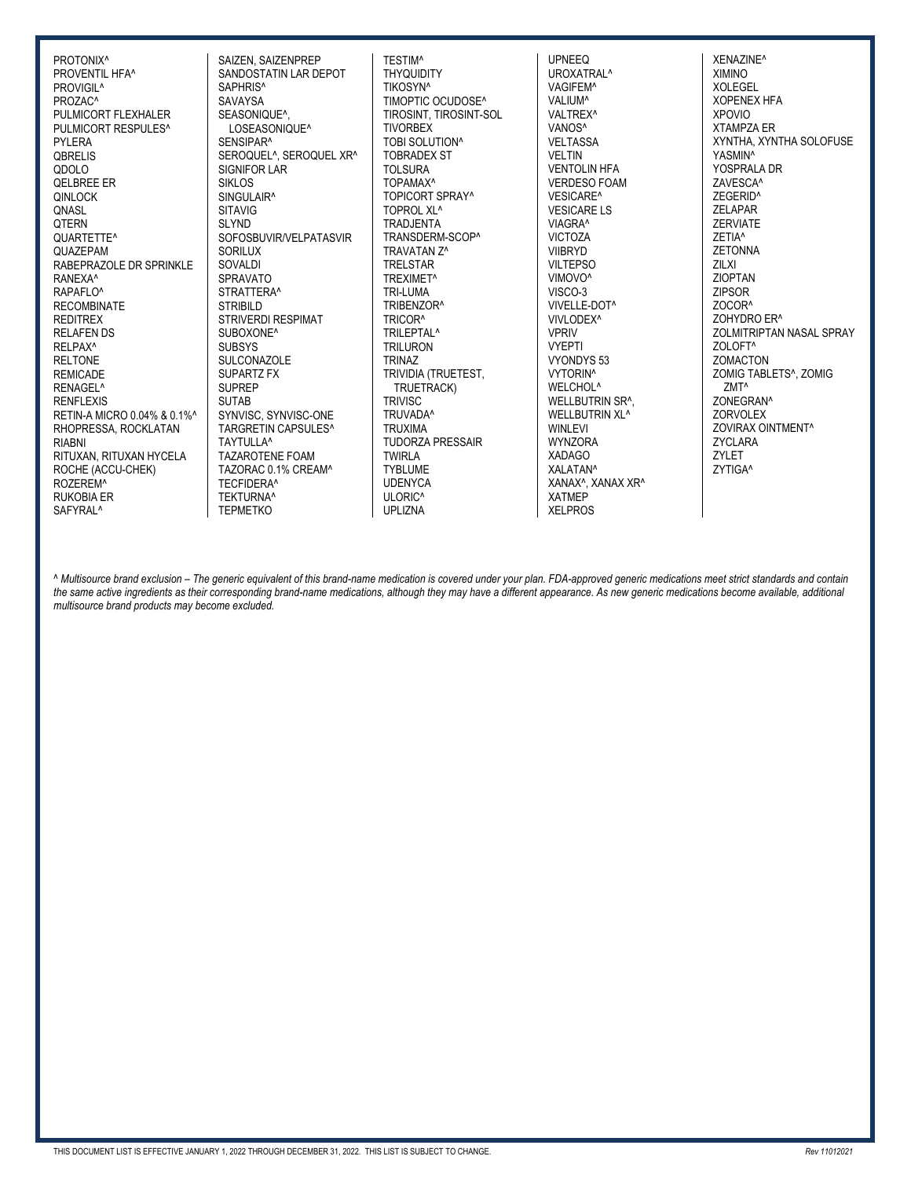PROTONIX^
PROVENTIL HFA^
PROVIGIL^
PROZAC^
PULMICORT FLEXHALER
PULMICORT RESPULES^
PYLERA
QBRELIS
QDOLO
QELBREE ER
QINLOCK
QNASL
QTERN
QUARTETTE^
QUAZEPAM
RABEPRAZOLE DR SPRINKLE
RANEXA^
RAPAFLO^
RECOMBINATE
REDITREX
RELAFEN DS
RELPAX^
RELTONE
REMICADE
RENAGEL^
RENFLEXIS
RETIN-A MICRO 0.04% & 0.1%^
RHOPRESSA, ROCKLATAN
RIABNI
RITUXAN, RITUXAN HYCELA
ROCHE (ACCU-CHEK)
ROZEREM^
RUKOBIA ER
SAFYRAL^

SAIZEN, SAIZENPREP
SANDOSTATIN LAR DEPOT
SAPHRIS^
SAVAYSA
SEASONIQUE^, LOSEASONIQUE^
SENSIPAR^
SEROQUEL^, SEROQUEL XR^
SIGNIFOR LAR
SIKLOS
SINGULAIR^
SITAVIG
SLYND
SOFOSBUVIR/VELPATASVIR
SORILUX
SOVALDI
SPRAVATO
STRATTERA^
STRIBILD
STRIVERDI RESPIMAT
SUBOXONE^
SUBSYS
SULCONAZOLE
SUPARTZ FX
SUPREP
SUTAB
SYNVISC, SYNVISC-ONE
TARGRETIN CAPSULES^
TAYTULLA^
TAZAROTENE FOAM
TAZORAC 0.1% CREAM^
TECFIDERA^
TEKTURNA^
TEPMETKO

TESTIM^
THYQUIDITY
TIKOSYN^
TIMOPTIC OCUDOSE^
TIROSINT, TIROSINT-SOL
TIVORBEX
TOBI SOLUTION^
TOBRADEX ST
TOLSURA
TOPAMAX^
TOPICORT SPRAY^
TOPROL XL^
TRADJENTA
TRANSDERM-SCOP^
TRAVATAN Z^
TRELSTAR
TREXIMET^
TRI-LUMA
TRIBENZOR^
TRICOR^
TRILEPTAL^
TRILURON
TRINAZ
TRIVIDIA (TRUETEST, TRUETRACK)
TRIVISC
TRUVADA^
TRUXIMA
TUDORZA PRESSAIR
TWIRLA
TYBLUME
UDENYCA
ULORIC^
UPLIZNA

UPNEEQ
UROXATRAL^
VAGIFEM^
VALIUM^
VALTREX^
VANOS^
VELTASSA
VELTIN
VENTOLIN HFA
VERDESO FOAM
VESICARE^
VESICARE LS
VIAGRA^
VICTOZA
VIIBRYD
VILTEPSO
VIMOVO^
VISCO-3
VIVELLE-DOT^
VIVLODEX^
VPRIV
VYEPTI
VYONDYS 53
VYTORIN^
WELCHOL^
WELLBUTRIN SR^,
WELLBUTRIN XL^
WINLEVI
WYNZORA
XADAGO
XALATAN^
XANAX^, XANAX XR^
XATMEP
XELPROS

XENAZINE^
XIMINO
XOLEGEL
XOPENEX HFA
XPOVIO
XTAMPZA ER
XYNTHA, XYNTHA SOLOFUSE
YASMIN^
YOSPRALA DR
ZAVESCA^
ZEGERID^
ZELAPAR
ZERVIATE
ZETIA^
ZETONNA
ZILXI
ZIOPTAN
ZIPSOR
ZOCOR^
ZOHYDRO ER^
ZOLMITRIPTAN NASAL SPRAY
ZOLOFT^
ZOMACTON
ZOMIG TABLETS^, ZOMIG ZMT^
ZONEGRAN^
ZORVOLEX
ZOVIRAX OINTMENT^
ZYCLARA
ZYLET
ZYTIGA^

*^ Multisource brand exclusion – The generic equivalent of this brand-name medication is covered under your plan. FDA-approved generic medications meet strict standards and contain the same active ingredients as their corresponding brand-name medications, although they may have a different appearance. As new generic medications become available, additional multisource brand products may become excluded.*

THIS DOCUMENT LIST IS EFFECTIVE JANUARY 1, 2022 THROUGH DECEMBER 31, 2022. THIS LIST IS SUBJECT TO CHANGE. *Rev 11012021*